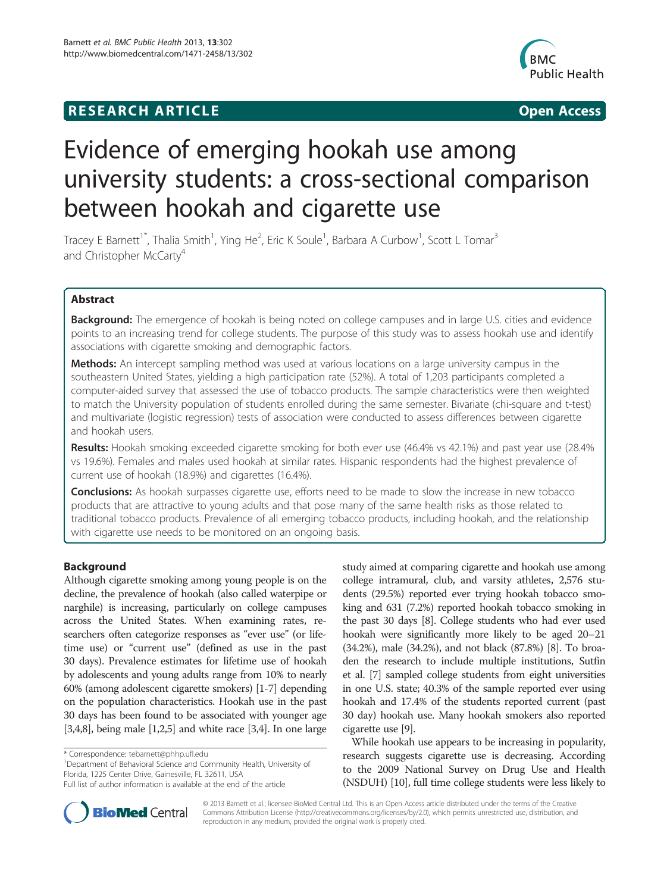RESEARCH ARTICLE **Open Access**

# Evidence of emerging hookah use among university students: a cross-sectional comparison between hookah and cigarette use

Tracey E Barnett[1*], Thalia Smith[1], Ying He[2], Eric K Soule[1], Barbara A Curbow[1], Scott L Tomar[3] and Christopher McCarty[4]

## Abstract

**Background:** The emergence of hookah is being noted on college campuses and in large U.S. cities and evidence points to an increasing trend for college students. The purpose of this study was to assess hookah use and identify associations with cigarette smoking and demographic factors.

**Methods:** An intercept sampling method was used at various locations on a large university campus in the southeastern United States, yielding a high participation rate (52%). A total of 1,203 participants completed a computer-aided survey that assessed the use of tobacco products. The sample characteristics were then weighted to match the University population of students enrolled during the same semester. Bivariate (chi-square and t-test) and multivariate (logistic regression) tests of association were conducted to assess differences between cigarette and hookah users.

**Results:** Hookah smoking exceeded cigarette smoking for both ever use (46.4% vs 42.1%) and past year use (28.4% vs 19.6%). Females and males used hookah at similar rates. Hispanic respondents had the highest prevalence of current use of hookah (18.9%) and cigarettes (16.4%).

**Conclusions:** As hookah surpasses cigarette use, efforts need to be made to slow the increase in new tobacco products that are attractive to young adults and that pose many of the same health risks as those related to traditional tobacco products. Prevalence of all emerging tobacco products, including hookah, and the relationship with cigarette use needs to be monitored on an ongoing basis.

## Background

Although cigarette smoking among young people is on the decline, the prevalence of hookah (also called waterpipe or narghile) is increasing, particularly on college campuses across the United States. When examining rates, researchers often categorize responses as "ever use" (or lifetime use) or "current use" (defined as use in the past 30 days). Prevalence estimates for lifetime use of hookah by adolescents and young adults range from 10% to nearly 60% (among adolescent cigarette smokers) [1-7] depending on the population characteristics. Hookah use in the past 30 days has been found to be associated with younger age [3,4,8], being male [1,2,5] and white race [3,4]. In one large study aimed at comparing cigarette and hookah use among college intramural, club, and varsity athletes, 2,576 students (29.5%) reported ever trying hookah tobacco smoking and 631 (7.2%) reported hookah tobacco smoking in the past 30 days [8]. College students who had ever used hookah were significantly more likely to be aged 20–21 (34.2%), male (34.2%), and not black (87.8%) [8]. To broaden the research to include multiple institutions, Sutfin et al. [7] sampled college students from eight universities in one U.S. state; 40.3% of the sample reported ever using hookah and 17.4% of the students reported current (past 30 day) hookah use. Many hookah smokers also reported cigarette use [9].

While hookah use appears to be increasing in popularity, research suggests cigarette use is decreasing. According to the 2009 National Survey on Drug Use and Health (NSDUH) [10], full time college students were less likely to

\* Correspondence: tebarnett@phhp.ufl.edu
[1]Department of Behavioral Science and Community Health, University of Florida, 1225 Center Drive, Gainesville, FL 32611, USA
Full list of author information is available at the end of the article

© 2013 Barnett et al.; licensee BioMed Central Ltd. This is an Open Access article distributed under the terms of the Creative Commons Attribution License (http://creativecommons.org/licenses/by/2.0), which permits unrestricted use, distribution, and reproduction in any medium, provided the original work is properly cited.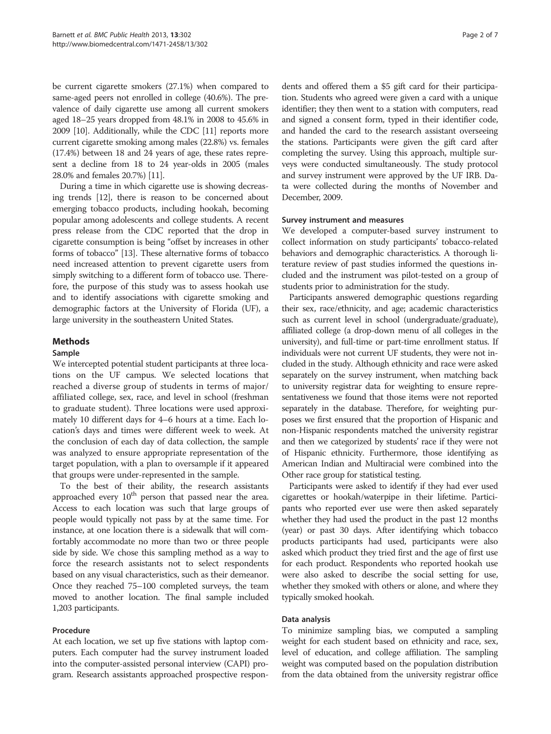be current cigarette smokers (27.1%) when compared to same-aged peers not enrolled in college (40.6%). The prevalence of daily cigarette use among all current smokers aged 18–25 years dropped from 48.1% in 2008 to 45.6% in 2009 [10]. Additionally, while the CDC [11] reports more current cigarette smoking among males (22.8%) vs. females (17.4%) between 18 and 24 years of age, these rates represent a decline from 18 to 24 year-olds in 2005 (males 28.0% and females 20.7%) [11].

During a time in which cigarette use is showing decreasing trends [12], there is reason to be concerned about emerging tobacco products, including hookah, becoming popular among adolescents and college students. A recent press release from the CDC reported that the drop in cigarette consumption is being "offset by increases in other forms of tobacco" [13]. These alternative forms of tobacco need increased attention to prevent cigarette users from simply switching to a different form of tobacco use. Therefore, the purpose of this study was to assess hookah use and to identify associations with cigarette smoking and demographic factors at the University of Florida (UF), a large university in the southeastern United States.

## Methods

### Sample

We intercepted potential student participants at three locations on the UF campus. We selected locations that reached a diverse group of students in terms of major/affiliated college, sex, race, and level in school (freshman to graduate student). Three locations were used approximately 10 different days for 4–6 hours at a time. Each location's days and times were different week to week. At the conclusion of each day of data collection, the sample was analyzed to ensure appropriate representation of the target population, with a plan to oversample if it appeared that groups were under-represented in the sample.

To the best of their ability, the research assistants approached every 10th person that passed near the area. Access to each location was such that large groups of people would typically not pass by at the same time. For instance, at one location there is a sidewalk that will comfortably accommodate no more than two or three people side by side. We chose this sampling method as a way to force the research assistants not to select respondents based on any visual characteristics, such as their demeanor. Once they reached 75–100 completed surveys, the team moved to another location. The final sample included 1,203 participants.

### Procedure

At each location, we set up five stations with laptop computers. Each computer had the survey instrument loaded into the computer-assisted personal interview (CAPI) program. Research assistants approached prospective respondents and offered them a $5 gift card for their participation. Students who agreed were given a card with a unique identifier; they then went to a station with computers, read and signed a consent form, typed in their identifier code, and handed the card to the research assistant overseeing the stations. Participants were given the gift card after completing the survey. Using this approach, multiple surveys were conducted simultaneously. The study protocol and survey instrument were approved by the UF IRB. Data were collected during the months of November and December, 2009.

### Survey instrument and measures

We developed a computer-based survey instrument to collect information on study participants' tobacco-related behaviors and demographic characteristics. A thorough literature review of past studies informed the questions included and the instrument was pilot-tested on a group of students prior to administration for the study.

Participants answered demographic questions regarding their sex, race/ethnicity, and age; academic characteristics such as current level in school (undergraduate/graduate), affiliated college (a drop-down menu of all colleges in the university), and full-time or part-time enrollment status. If individuals were not current UF students, they were not included in the study. Although ethnicity and race were asked separately on the survey instrument, when matching back to university registrar data for weighting to ensure representativeness we found that those items were not reported separately in the database. Therefore, for weighting purposes we first ensured that the proportion of Hispanic and non-Hispanic respondents matched the university registrar and then we categorized by students' race if they were not of Hispanic ethnicity. Furthermore, those identifying as American Indian and Multiracial were combined into the Other race group for statistical testing.

Participants were asked to identify if they had ever used cigarettes or hookah/waterpipe in their lifetime. Participants who reported ever use were then asked separately whether they had used the product in the past 12 months (year) or past 30 days. After identifying which tobacco products participants had used, participants were also asked which product they tried first and the age of first use for each product. Respondents who reported hookah use were also asked to describe the social setting for use, whether they smoked with others or alone, and where they typically smoked hookah.

### Data analysis

To minimize sampling bias, we computed a sampling weight for each student based on ethnicity and race, sex, level of education, and college affiliation. The sampling weight was computed based on the population distribution from the data obtained from the university registrar office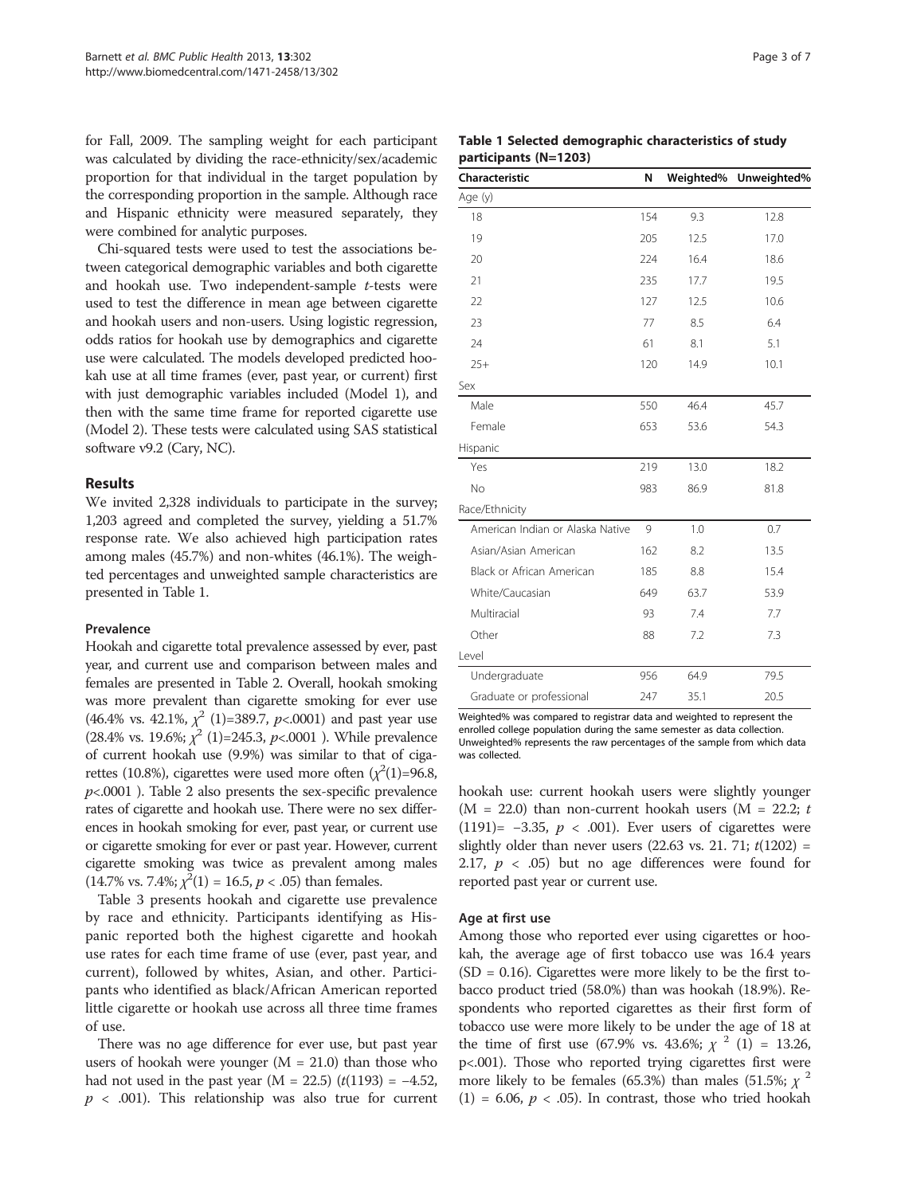for Fall, 2009. The sampling weight for each participant was calculated by dividing the race-ethnicity/sex/academic proportion for that individual in the target population by the corresponding proportion in the sample. Although race and Hispanic ethnicity were measured separately, they were combined for analytic purposes.

Chi-squared tests were used to test the associations between categorical demographic variables and both cigarette and hookah use. Two independent-sample *t*-tests were used to test the difference in mean age between cigarette and hookah users and non-users. Using logistic regression, odds ratios for hookah use by demographics and cigarette use were calculated. The models developed predicted hookah use at all time frames (ever, past year, or current) first with just demographic variables included (Model 1), and then with the same time frame for reported cigarette use (Model 2). These tests were calculated using SAS statistical software v9.2 (Cary, NC).

## Results

We invited 2,328 individuals to participate in the survey; 1,203 agreed and completed the survey, yielding a 51.7% response rate. We also achieved high participation rates among males (45.7%) and non-whites (46.1%). The weighted percentages and unweighted sample characteristics are presented in Table 1.

**Table 1 Selected demographic characteristics of study participants (N=1203)**

| Characteristic | N | Weighted% | Unweighted% |
|---|---|---|---|
| Age (y) | | | |
| 18 | 154 | 9.3 | 12.8 |
| 19 | 205 | 12.5 | 17.0 |
| 20 | 224 | 16.4 | 18.6 |
| 21 | 235 | 17.7 | 19.5 |
| 22 | 127 | 12.5 | 10.6 |
| 23 | 77 | 8.5 | 6.4 |
| 24 | 61 | 8.1 | 5.1 |
| 25+ | 120 | 14.9 | 10.1 |
| Sex | | | |
| Male | 550 | 46.4 | 45.7 |
| Female | 653 | 53.6 | 54.3 |
| Hispanic | | | |
| Yes | 219 | 13.0 | 18.2 |
| No | 983 | 86.9 | 81.8 |
| Race/Ethnicity | | | |
| American Indian or Alaska Native | 9 | 1.0 | 0.7 |
| Asian/Asian American | 162 | 8.2 | 13.5 |
| Black or African American | 185 | 8.8 | 15.4 |
| White/Caucasian | 649 | 63.7 | 53.9 |
| Multiracial | 93 | 7.4 | 7.7 |
| Other | 88 | 7.2 | 7.3 |
| Level | | | |
| Undergraduate | 956 | 64.9 | 79.5 |
| Graduate or professional | 247 | 35.1 | 20.5 |

Weighted% was compared to registrar data and weighted to represent the enrolled college population during the same semester as data collection. Unweighted% represents the raw percentages of the sample from which data was collected.

### Prevalence

Hookah and cigarette total prevalence assessed by ever, past year, and current use and comparison between males and females are presented in Table 2. Overall, hookah smoking was more prevalent than cigarette smoking for ever use (46.4% vs. 42.1%, $\chi^2$ (1)=389.7, $p$<.0001) and past year use (28.4% vs. 19.6%; $\chi^2$ (1)=245.3, $p$<.0001 ). While prevalence of current hookah use (9.9%) was similar to that of cigarettes (10.8%), cigarettes were used more often ($\chi^2$(1)=96.8, $p$<.0001 ). Table 2 also presents the sex-specific prevalence rates of cigarette and hookah use. There were no sex differences in hookah smoking for ever, past year, or current use or cigarette smoking for ever or past year. However, current cigarette smoking was twice as prevalent among males (14.7% vs. 7.4%; $\chi^2$(1) = 16.5, $p < .05$) than females.

Table 3 presents hookah and cigarette use prevalence by race and ethnicity. Participants identifying as Hispanic reported both the highest cigarette and hookah use rates for each time frame of use (ever, past year, and current), followed by whites, Asian, and other. Participants who identified as black/African American reported little cigarette or hookah use across all three time frames of use.

There was no age difference for ever use, but past year users of hookah were younger (M = 21.0) than those who had not used in the past year (M = 22.5) ($t$(1193) = −4.52, $p < .001$). This relationship was also true for current hookah use: current hookah users were slightly younger (M = 22.0) than non-current hookah users (M = 22.2; $t$ (1191)= −3.35, $p < .001$). Ever users of cigarettes were slightly older than never users (22.63 vs. 21. 71; $t$(1202) = 2.17, $p < .05$) but no age differences were found for reported past year or current use.

### Age at first use

Among those who reported ever using cigarettes or hookah, the average age of first tobacco use was 16.4 years (SD = 0.16). Cigarettes were more likely to be the first tobacco product tried (58.0%) than was hookah (18.9%). Respondents who reported cigarettes as their first form of tobacco use were more likely to be under the age of 18 at the time of first use (67.9% vs. 43.6%; $\chi^2$ (1) = 13.26, p<.001). Those who reported trying cigarettes first were more likely to be females (65.3%) than males (51.5%; $\chi^2$ (1) = 6.06, $p < .05$). In contrast, those who tried hookah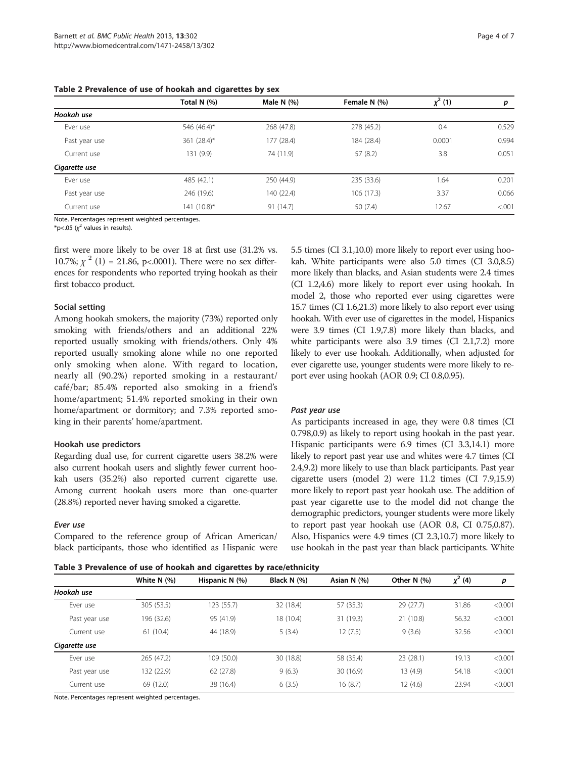**Table 2 Prevalence of use of hookah and cigarettes by sex**

| | Total N (%) | Male N (%) | Female N (%) | $\chi^2$ (1) | p |
|---|---|---|---|---|---|
| ***Hookah use*** | | | | | |
| Ever use | 546 (46.4)* | 268 (47.8) | 278 (45.2) | 0.4 | 0.529 |
| Past year use | 361 (28.4)* | 177 (28.4) | 184 (28.4) | 0.0001 | 0.994 |
| Current use | 131 (9.9) | 74 (11.9) | 57 (8.2) | 3.8 | 0.051 |
| ***Cigarette use*** | | | | | |
| Ever use | 485 (42.1) | 250 (44.9) | 235 (33.6) | 1.64 | 0.201 |
| Past year use | 246 (19.6) | 140 (22.4) | 106 (17.3) | 3.37 | 0.066 |
| Current use | 141 (10.8)* | 91 (14.7) | 50 (7.4) | 12.67 | <.001 |

Note. Percentages represent weighted percentages.
*p<.05 ($\chi^2$ values in results).

first were more likely to be over 18 at first use (31.2% vs. 10.7%; $\chi^2$ (1) = 21.86, p<.0001). There were no sex differences for respondents who reported trying hookah as their first tobacco product.

### Social setting

Among hookah smokers, the majority (73%) reported only smoking with friends/others and an additional 22% reported usually smoking with friends/others. Only 4% reported usually smoking alone while no one reported only smoking when alone. With regard to location, nearly all (90.2%) reported smoking in a restaurant/café/bar; 85.4% reported also smoking in a friend's home/apartment; 51.4% reported smoking in their own home/apartment or dormitory; and 7.3% reported smoking in their parents' home/apartment.

### Hookah use predictors

Regarding dual use, for current cigarette users 38.2% were also current hookah users and slightly fewer current hookah users (35.2%) also reported current cigarette use. Among current hookah users more than one-quarter (28.8%) reported never having smoked a cigarette.

#### *Ever use*

Compared to the reference group of African American/black participants, those who identified as Hispanic were 5.5 times (CI 3.1,10.0) more likely to report ever using hookah. White participants were also 5.0 times (CI 3.0,8.5) more likely than blacks, and Asian students were 2.4 times (CI 1.2,4.6) more likely to report ever using hookah. In model 2, those who reported ever using cigarettes were 15.7 times (CI 1.6,21.3) more likely to also report ever using hookah. With ever use of cigarettes in the model, Hispanics were 3.9 times (CI 1.9,7.8) more likely than blacks, and white participants were also 3.9 times (CI 2.1,7.2) more likely to ever use hookah. Additionally, when adjusted for ever cigarette use, younger students were more likely to report ever using hookah (AOR 0.9; CI 0.8,0.95).

#### *Past year use*

As participants increased in age, they were 0.8 times (CI 0.798,0.9) as likely to report using hookah in the past year. Hispanic participants were 6.9 times (CI 3.3,14.1) more likely to report past year use and whites were 4.7 times (CI 2.4,9.2) more likely to use than black participants. Past year cigarette users (model 2) were 11.2 times (CI 7.9,15.9) more likely to report past year hookah use. The addition of past year cigarette use to the model did not change the demographic predictors, younger students were more likely to report past year hookah use (AOR 0.8, CI 0.75,0.87). Also, Hispanics were 4.9 times (CI 2.3,10.7) more likely to use hookah in the past year than black participants. White

**Table 3 Prevalence of use of hookah and cigarettes by race/ethnicity**

| | White N (%) | Hispanic N (%) | Black N (%) | Asian N (%) | Other N (%) | $\chi^2$ (4) | p |
|---|---|---|---|---|---|---|---|
| ***Hookah use*** | | | | | | | |
| Ever use | 305 (53.5) | 123 (55.7) | 32 (18.4) | 57 (35.3) | 29 (27.7) | 31.86 | <0.001 |
| Past year use | 196 (32.6) | 95 (41.9) | 18 (10.4) | 31 (19.3) | 21 (10.8) | 56.32 | <0.001 |
| Current use | 61 (10.4) | 44 (18.9) | 5 (3.4) | 12 (7.5) | 9 (3.6) | 32.56 | <0.001 |
| ***Cigarette use*** | | | | | | | |
| Ever use | 265 (47.2) | 109 (50.0) | 30 (18.8) | 58 (35.4) | 23 (28.1) | 19.13 | <0.001 |
| Past year use | 132 (22.9) | 62 (27.8) | 9 (6.3) | 30 (16.9) | 13 (4.9) | 54.18 | <0.001 |
| Current use | 69 (12.0) | 38 (16.4) | 6 (3.5) | 16 (8.7) | 12 (4.6) | 23.94 | <0.001 |

Note. Percentages represent weighted percentages.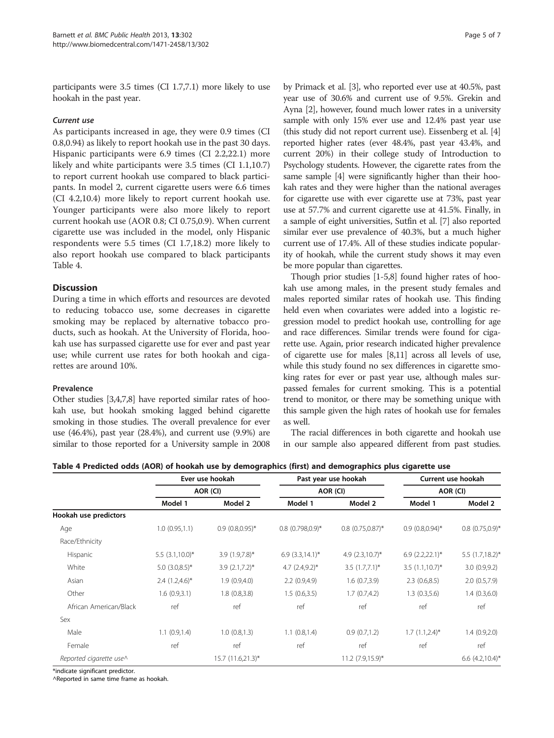participants were 3.5 times (CI 1.7,7.1) more likely to use hookah in the past year.

#### *Current use*

As participants increased in age, they were 0.9 times (CI 0.8,0.94) as likely to report hookah use in the past 30 days. Hispanic participants were 6.9 times (CI 2.2,22.1) more likely and white participants were 3.5 times (CI 1.1,10.7) to report current hookah use compared to black participants. In model 2, current cigarette users were 6.6 times (CI 4.2,10.4) more likely to report current hookah use. Younger participants were also more likely to report current hookah use (AOR 0.8; CI 0.75,0.9). When current cigarette use was included in the model, only Hispanic respondents were 5.5 times (CI 1.7,18.2) more likely to also report hookah use compared to black participants Table 4.

## Discussion

During a time in which efforts and resources are devoted to reducing tobacco use, some decreases in cigarette smoking may be replaced by alternative tobacco products, such as hookah. At the University of Florida, hookah use has surpassed cigarette use for ever and past year use; while current use rates for both hookah and cigarettes are around 10%.

### Prevalence

Other studies [3,4,7,8] have reported similar rates of hookah use, but hookah smoking lagged behind cigarette smoking in those studies. The overall prevalence for ever use (46.4%), past year (28.4%), and current use (9.9%) are similar to those reported for a University sample in 2008 by Primack et al. [3], who reported ever use at 40.5%, past year use of 30.6% and current use of 9.5%. Grekin and Ayna [2], however, found much lower rates in a university sample with only 15% ever use and 12.4% past year use (this study did not report current use). Eissenberg et al. [4] reported higher rates (ever 48.4%, past year 43.4%, and current 20%) in their college study of Introduction to Psychology students. However, the cigarette rates from the same sample [4] were significantly higher than their hookah rates and they were higher than the national averages for cigarette use with ever cigarette use at 73%, past year use at 57.7% and current cigarette use at 41.5%. Finally, in a sample of eight universities, Sutfin et al. [7] also reported similar ever use prevalence of 40.3%, but a much higher current use of 17.4%. All of these studies indicate popularity of hookah, while the current study shows it may even be more popular than cigarettes.

Though prior studies [1-5,8] found higher rates of hookah use among males, in the present study females and males reported similar rates of hookah use. This finding held even when covariates were added into a logistic regression model to predict hookah use, controlling for age and race differences. Similar trends were found for cigarette use. Again, prior research indicated higher prevalence of cigarette use for males [8,11] across all levels of use, while this study found no sex differences in cigarette smoking rates for ever or past year use, although males surpassed females for current smoking. This is a potential trend to monitor, or there may be something unique with this sample given the high rates of hookah use for females as well.

The racial differences in both cigarette and hookah use in our sample also appeared different from past studies.

**Table 4 Predicted odds (AOR) of hookah use by demographics (first) and demographics plus cigarette use**

| | Ever use hookah | | Past year use hookah | | Current use hookah | |
|---|---|---|---|---|---|---|
| | AOR (CI) | | AOR (CI) | | AOR (CI) | |
| | Model 1 | Model 2 | Model 1 | Model 2 | Model 1 | Model 2 |
| **Hookah use predictors** | | | | | | |
| Age | 1.0 (0.95,1.1) | 0.9 (0.8,0.95)* | 0.8 (0.798,0.9)* | 0.8 (0.75,0.87)* | 0.9 (0.8,0.94)* | 0.8 (0.75,0.9)* |
| Race/Ethnicity | | | | | | |
| Hispanic | 5.5 (3.1,10.0)* | 3.9 (1.9,7.8)* | 6.9 (3.3,14.1)* | 4.9 (2.3,10.7)* | 6.9 (2.2,22.1)* | 5.5 (1.7,18.2)* |
| White | 5.0 (3.0,8.5)* | 3.9 (2.1,7.2)* | 4.7 (2.4,9.2)* | 3.5 (1.7,7.1)* | 3.5 (1.1,10.7)* | 3.0 (0.9,9.2) |
| Asian | 2.4 (1.2,4.6)* | 1.9 (0.9,4.0) | 2.2 (0.9,4.9) | 1.6 (0.7,3.9) | 2.3 (0.6,8.5) | 2.0 (0.5,7.9) |
| Other | 1.6 (0.9,3.1) | 1.8 (0.8,3.8) | 1.5 (0.6,3.5) | 1.7 (0.7,4.2) | 1.3 (0.3,5.6) | 1.4 (0.3,6.0) |
| African American/Black | ref | ref | ref | ref | ref | ref |
| Sex | | | | | | |
| Male | 1.1 (0.9,1.4) | 1.0 (0.8,1.3) | 1.1 (0.8,1.4) | 0.9 (0.7,1.2) | 1.7 (1.1,2.4)* | 1.4 (0.9,2.0) |
| Female | ref | ref | ref | ref | ref | ref |
| *Reported cigarette use^* | | 15.7 (11.6,21.3)* | | 11.2 (7.9,15.9)* | | 6.6 (4.2,10.4)* |

*indicate significant predictor.
^Reported in same time frame as hookah.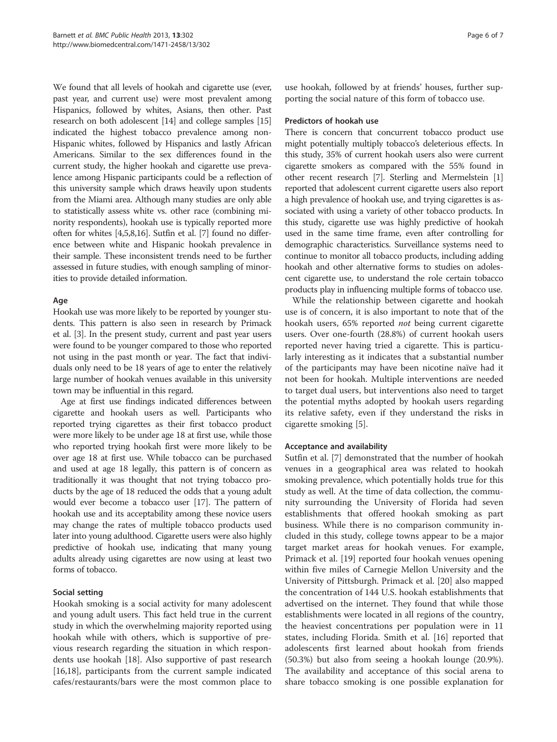We found that all levels of hookah and cigarette use (ever, past year, and current use) were most prevalent among Hispanics, followed by whites, Asians, then other. Past research on both adolescent [14] and college samples [15] indicated the highest tobacco prevalence among non-Hispanic whites, followed by Hispanics and lastly African Americans. Similar to the sex differences found in the current study, the higher hookah and cigarette use prevalence among Hispanic participants could be a reflection of this university sample which draws heavily upon students from the Miami area. Although many studies are only able to statistically assess white vs. other race (combining minority respondents), hookah use is typically reported more often for whites [4,5,8,16]. Sutfin et al. [7] found no difference between white and Hispanic hookah prevalence in their sample. These inconsistent trends need to be further assessed in future studies, with enough sampling of minorities to provide detailed information.

#### Age

Hookah use was more likely to be reported by younger students. This pattern is also seen in research by Primack et al. [3]. In the present study, current and past year users were found to be younger compared to those who reported not using in the past month or year. The fact that individuals only need to be 18 years of age to enter the relatively large number of hookah venues available in this university town may be influential in this regard.

Age at first use findings indicated differences between cigarette and hookah users as well. Participants who reported trying cigarettes as their first tobacco product were more likely to be under age 18 at first use, while those who reported trying hookah first were more likely to be over age 18 at first use. While tobacco can be purchased and used at age 18 legally, this pattern is of concern as traditionally it was thought that not trying tobacco products by the age of 18 reduced the odds that a young adult would ever become a tobacco user [17]. The pattern of hookah use and its acceptability among these novice users may change the rates of multiple tobacco products used later into young adulthood. Cigarette users were also highly predictive of hookah use, indicating that many young adults already using cigarettes are now using at least two forms of tobacco.

#### Social setting

Hookah smoking is a social activity for many adolescent and young adult users. This fact held true in the current study in which the overwhelming majority reported using hookah while with others, which is supportive of previous research regarding the situation in which respondents use hookah [18]. Also supportive of past research [16,18], participants from the current sample indicated cafes/restaurants/bars were the most common place to use hookah, followed by at friends' houses, further supporting the social nature of this form of tobacco use.

#### Predictors of hookah use

There is concern that concurrent tobacco product use might potentially multiply tobacco's deleterious effects. In this study, 35% of current hookah users also were current cigarette smokers as compared with the 55% found in other recent research [7]. Sterling and Mermelstein [1] reported that adolescent current cigarette users also report a high prevalence of hookah use, and trying cigarettes is associated with using a variety of other tobacco products. In this study, cigarette use was highly predictive of hookah used in the same time frame, even after controlling for demographic characteristics. Surveillance systems need to continue to monitor all tobacco products, including adding hookah and other alternative forms to studies on adolescent cigarette use, to understand the role certain tobacco products play in influencing multiple forms of tobacco use.

While the relationship between cigarette and hookah use is of concern, it is also important to note that of the hookah users, 65% reported *not* being current cigarette users. Over one-fourth (28.8%) of current hookah users reported never having tried a cigarette. This is particularly interesting as it indicates that a substantial number of the participants may have been nicotine naïve had it not been for hookah. Multiple interventions are needed to target dual users, but interventions also need to target the potential myths adopted by hookah users regarding its relative safety, even if they understand the risks in cigarette smoking [5].

#### Acceptance and availability

Sutfin et al. [7] demonstrated that the number of hookah venues in a geographical area was related to hookah smoking prevalence, which potentially holds true for this study as well. At the time of data collection, the community surrounding the University of Florida had seven establishments that offered hookah smoking as part business. While there is no comparison community included in this study, college towns appear to be a major target market areas for hookah venues. For example, Primack et al. [19] reported four hookah venues opening within five miles of Carnegie Mellon University and the University of Pittsburgh. Primack et al. [20] also mapped the concentration of 144 U.S. hookah establishments that advertised on the internet. They found that while those establishments were located in all regions of the country, the heaviest concentrations per population were in 11 states, including Florida. Smith et al. [16] reported that adolescents first learned about hookah from friends (50.3%) but also from seeing a hookah lounge (20.9%). The availability and acceptance of this social arena to share tobacco smoking is one possible explanation for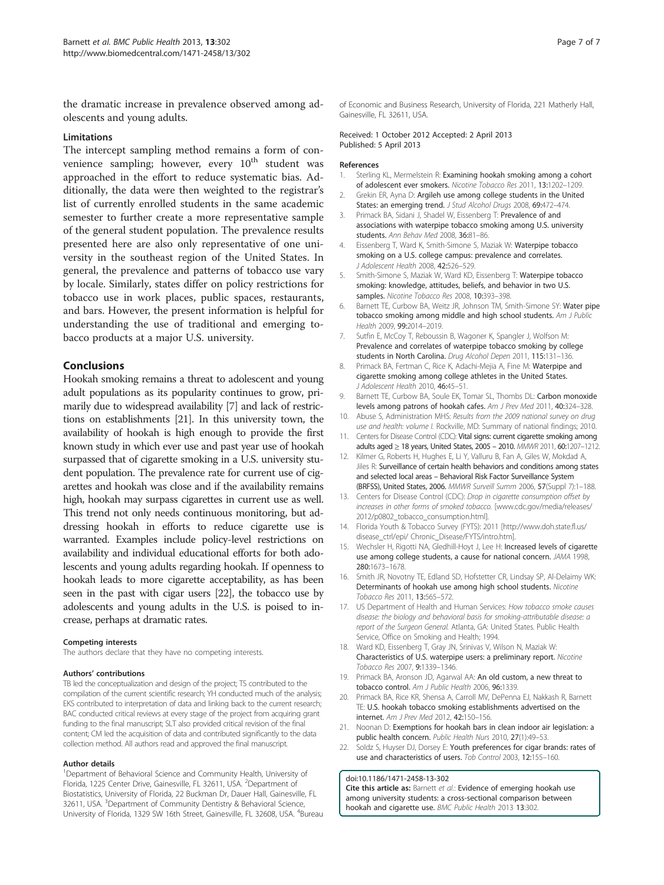the dramatic increase in prevalence observed among adolescents and young adults.

### Limitations

The intercept sampling method remains a form of convenience sampling; however, every $10^{th}$ student was approached in the effort to reduce systematic bias. Additionally, the data were then weighted to the registrar's list of currently enrolled students in the same academic semester to further create a more representative sample of the general student population. The prevalence results presented here are also only representative of one university in the southeast region of the United States. In general, the prevalence and patterns of tobacco use vary by locale. Similarly, states differ on policy restrictions for tobacco use in work places, public spaces, restaurants, and bars. However, the present information is helpful for understanding the use of traditional and emerging tobacco products at a major U.S. university.

## Conclusions

Hookah smoking remains a threat to adolescent and young adult populations as its popularity continues to grow, primarily due to widespread availability [7] and lack of restrictions on establishments [21]. In this university town, the availability of hookah is high enough to provide the first known study in which ever use and past year use of hookah surpassed that of cigarette smoking in a U.S. university student population. The prevalence rate for current use of cigarettes and hookah was close and if the availability remains high, hookah may surpass cigarettes in current use as well. This trend not only needs continuous monitoring, but addressing hookah in efforts to reduce cigarette use is warranted. Examples include policy-level restrictions on availability and individual educational efforts for both adolescents and young adults regarding hookah. If openness to hookah leads to more cigarette acceptability, as has been seen in the past with cigar users [22], the tobacco use by adolescents and young adults in the U.S. is poised to increase, perhaps at dramatic rates.

#### Competing interests

The authors declare that they have no competing interests.

#### Authors' contributions

TB led the conceptualization and design of the project; TS contributed to the compilation of the current scientific research; YH conducted much of the analysis; EKS contributed to interpretation of data and linking back to the current research; BAC conducted critical reviews at every stage of the project from acquiring grant funding to the final manuscript; SLT also provided critical revision of the final content; CM led the acquisition of data and contributed significantly to the data collection method. All authors read and approved the final manuscript.

#### Author details

[1]Department of Behavioral Science and Community Health, University of Florida, 1225 Center Drive, Gainesville, FL 32611, USA. [2]Department of Biostatistics, University of Florida, 22 Buckman Dr, Dauer Hall, Gainesville, FL 32611, USA. [3]Department of Community Dentistry & Behavioral Science, University of Florida, 1329 SW 16th Street, Gainesville, FL 32608, USA. [4]Bureau of Economic and Business Research, University of Florida, 221 Matherly Hall, Gainesville, FL 32611, USA.

Received: 1 October 2012 Accepted: 2 April 2013
Published: 5 April 2013

#### References

1. Sterling KL, Mermelstein R: **Examining hookah smoking among a cohort of adolescent ever smokers.** *Nicotine Tobacco Res* 2011, **13:**1202–1209.
2. Grekin ER, Ayna D: **Argileh use among college students in the United States: an emerging trend.** *J Stud Alcohol Drugs* 2008, **69:**472–474.
3. Primack BA, Sidani J, Shadel W, Eissenberg T: **Prevalence of and associations with waterpipe tobacco smoking among U.S. university students.** *Ann Behav Med* 2008, **36:**81–86.
4. Eissenberg T, Ward K, Smith-Simone S, Maziak W: **Waterpipe tobacco smoking on a U.S. college campus: prevalence and correlates.** *J Adolescent Health* 2008, **42:**526–529.
5. Smith-Simone S, Maziak W, Ward KD, Eissenberg T: **Waterpipe tobacco smoking: knowledge, attitudes, beliefs, and behavior in two U.S. samples.** *Nicotine Tobacco Res* 2008, **10:**393–398.
6. Barnett TE, Curbow BA, Weitz JR, Johnson TM, Smith-Simone SY: **Water pipe tobacco smoking among middle and high school students.** *Am J Public Health* 2009, **99:**2014–2019.
7. Sutfin E, McCoy T, Reboussin B, Wagoner K, Spangler J, Wolfson M: **Prevalence and correlates of waterpipe tobacco smoking by college students in North Carolina.** *Drug Alcohol Depen* 2011, **115:**131–136.
8. Primack BA, Fertman C, Rice K, Adachi-Mejia A, Fine M: **Waterpipe and cigarette smoking among college athletes in the United States.** *J Adolescent Health* 2010, **46:**45–51.
9. Barnett TE, Curbow BA, Soule EK, Tomar SL, Thombs DL: **Carbon monoxide levels among patrons of hookah cafes.** *Am J Prev Med* 2011, **40:**324–328.
10. Abuse S, Administration MHS: *Results from the 2009 national survey on drug use and health: volume I.* Rockville, MD: Summary of national findings; 2010.
11. Centers for Disease Control (CDC): **Vital signs: current cigarette smoking among adults aged ≥ 18 years, United States, 2005 – 2010.** *MMWR* 2011, **60:**1207–1212.
12. Kilmer G, Roberts H, Hughes E, Li Y, Valluru B, Fan A, Giles W, Mokdad A, Jiles R: **Surveillance of certain health behaviors and conditions among states and selected local areas – Behavioral Risk Factor Surveillance System (BRFSS), United States, 2006.** *MMWR Surveill Summ* 2006, **57**(Suppl 7):1–188.
13. Centers for Disease Control (CDC): *Drop in cigarette consumption offset by increases in other forms of smoked tobacco.* [www.cdc.gov/media/releases/2012/p0802_tobacco_consumption.html].
14. Florida Youth & Tobacco Survey (FYTS): 2011 [http://www.doh.state.fl.us/disease_ctrl/epi/ Chronic_Disease/FYTS/intro.htm].
15. Wechsler H, Rigotti NA, Gledhill-Hoyt J, Lee H: **Increased levels of cigarette use among college students, a cause for national concern.** *JAMA* 1998, **280:**1673–1678.
16. Smith JR, Novotny TE, Edland SD, Hofstetter CR, Lindsay SP, Al-Delaimy WK: **Determinants of hookah use among high school students.** *Nicotine Tobacco Res* 2011, **13:**565–572.
17. US Department of Health and Human Services: *How tobacco smoke causes disease: the biology and behavioral basis for smoking-attributable disease: a report of the Surgeon General.* Atlanta, GA: United States. Public Health Service, Office on Smoking and Health; 1994.
18. Ward KD, Eissenberg T, Gray JN, Srinivas V, Wilson N, Maziak W: **Characteristics of U.S. waterpipe users: a preliminary report.** *Nicotine Tobacco Res* 2007, **9:**1339–1346.
19. Primack BA, Aronson JD, Agarwal AA: **An old custom, a new threat to tobacco control.** *Am J Public Health* 2006, **96:**1339.
20. Primack BA, Rice KR, Shensa A, Carroll MV, DePenna EJ, Nakkash R, Barnett TE: **U.S. hookah tobacco smoking establishments advertised on the internet.** *Am J Prev Med* 2012, **42:**150–156.
21. Noonan D: **Exemptions for hookah bars in clean indoor air legislation: a public health concern.** *Public Health Nurs* 2010, **27**(1):49–53.
22. Soldz S, Huyser DJ, Dorsey E: **Youth preferences for cigar brands: rates of use and characteristics of users.** *Tob Control* 2003, **12:**155–160.

doi:10.1186/1471-2458-13-302
**Cite this article as:** Barnett *et al.*: Evidence of emerging hookah use among university students: a cross-sectional comparison between hookah and cigarette use. *BMC Public Health* 2013 **13**:302.